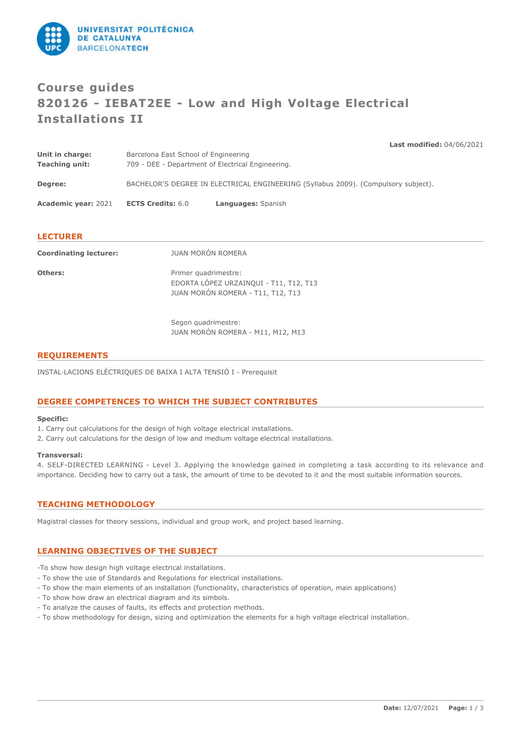# Course guides
# 820126 - IEBAT2EE - Low and High Voltage Electrical Installations II

**Last modified:** 04/06/2021

**Unit in charge:** Barcelona East School of Engineering
**Teaching unit:** 709 - DEE - Department of Electrical Engineering.

**Degree:** BACHELOR'S DEGREE IN ELECTRICAL ENGINEERING (Syllabus 2009). (Compulsory subject).

**Academic year:** 2021 **ECTS Credits:** 6.0 **Languages:** Spanish

## LECTURER

**Coordinating lecturer:** JUAN MORÓN ROMERA

**Others:** Primer quadrimestre:
EDORTA LÓPEZ URZAINQUI - T11, T12, T13
JUAN MORÓN ROMERA - T11, T12, T13

Segon quadrimestre:
JUAN MORÓN ROMERA - M11, M12, M13

## REQUIREMENTS

INSTAL·LACIONS ELÈCTRIQUES DE BAIXA I ALTA TENSIÓ I - Prerequisit

## DEGREE COMPETENCES TO WHICH THE SUBJECT CONTRIBUTES

**Specific:**
1. Carry out calculations for the design of high voltage electrical installations.
2. Carry out calculations for the design of low and medium voltage electrical installations.

**Transversal:**
4. SELF-DIRECTED LEARNING - Level 3. Applying the knowledge gained in completing a task according to its relevance and importance. Deciding how to carry out a task, the amount of time to be devoted to it and the most suitable information sources.

## TEACHING METHODOLOGY

Magistral classes for theory sessions, individual and group work, and project based learning.

## LEARNING OBJECTIVES OF THE SUBJECT

-To show how design high voltage electrical installations.
- To show the use of Standards and Regulations for electrical installations.
- To show the main elements of an installation (functionality, characteristics of operation, main applications)
- To show how draw an electrical diagram and its simbols.
- To analyze the causes of faults, its effects and protection methods.
- To show methodology for design, sizing and optimization the elements for a high voltage electrical installation.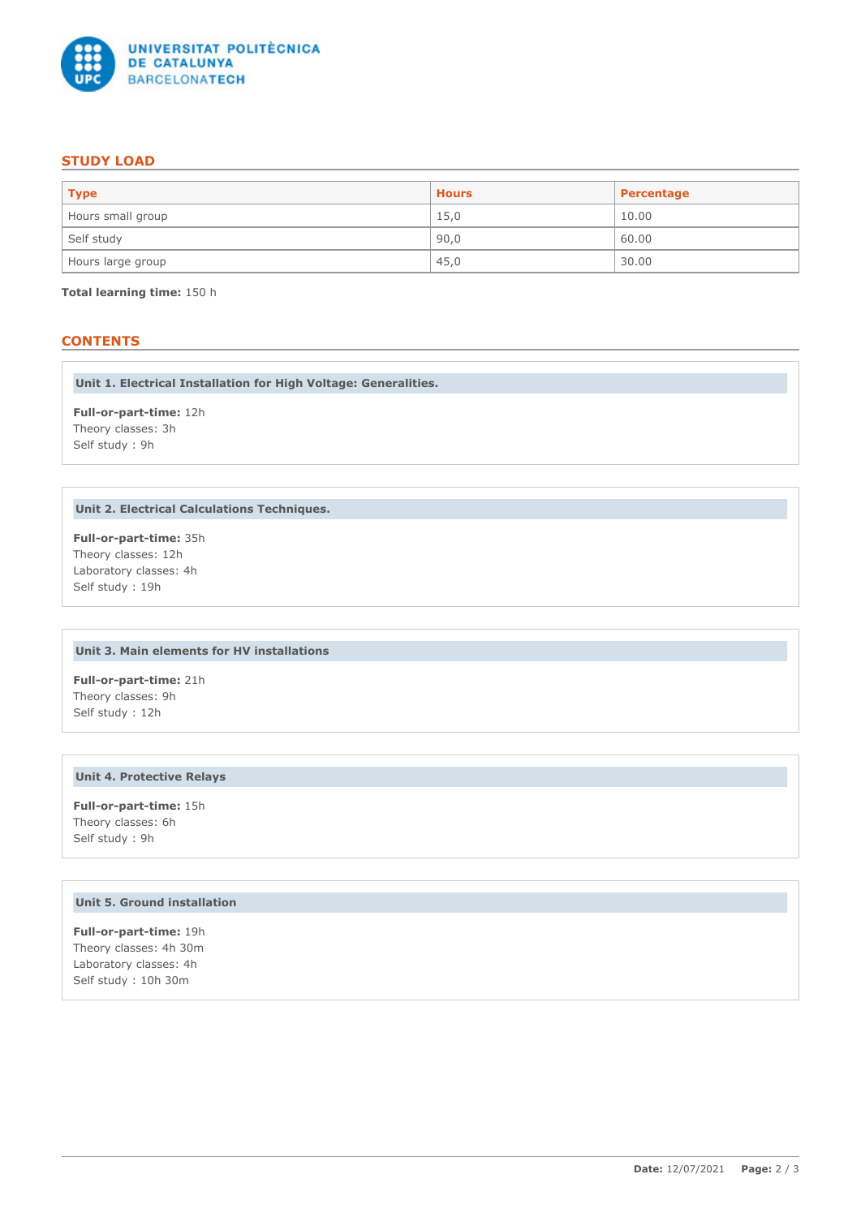## STUDY LOAD

| Type | Hours | Percentage |
|---|---|---|
| Hours small group | 15,0 | 10.00 |
| Self study | 90,0 | 60.00 |
| Hours large group | 45,0 | 30.00 |

**Total learning time:** 150 h

## CONTENTS

### Unit 1. Electrical Installation for High Voltage: Generalities.

**Full-or-part-time:** 12h
Theory classes: 3h
Self study : 9h

### Unit 2. Electrical Calculations Techniques.

**Full-or-part-time:** 35h
Theory classes: 12h
Laboratory classes: 4h
Self study : 19h

### Unit 3. Main elements for HV installations

**Full-or-part-time:** 21h
Theory classes: 9h
Self study : 12h

### Unit 4. Protective Relays

**Full-or-part-time:** 15h
Theory classes: 6h
Self study : 9h

### Unit 5. Ground installation

**Full-or-part-time:** 19h
Theory classes: 4h 30m
Laboratory classes: 4h
Self study : 10h 30m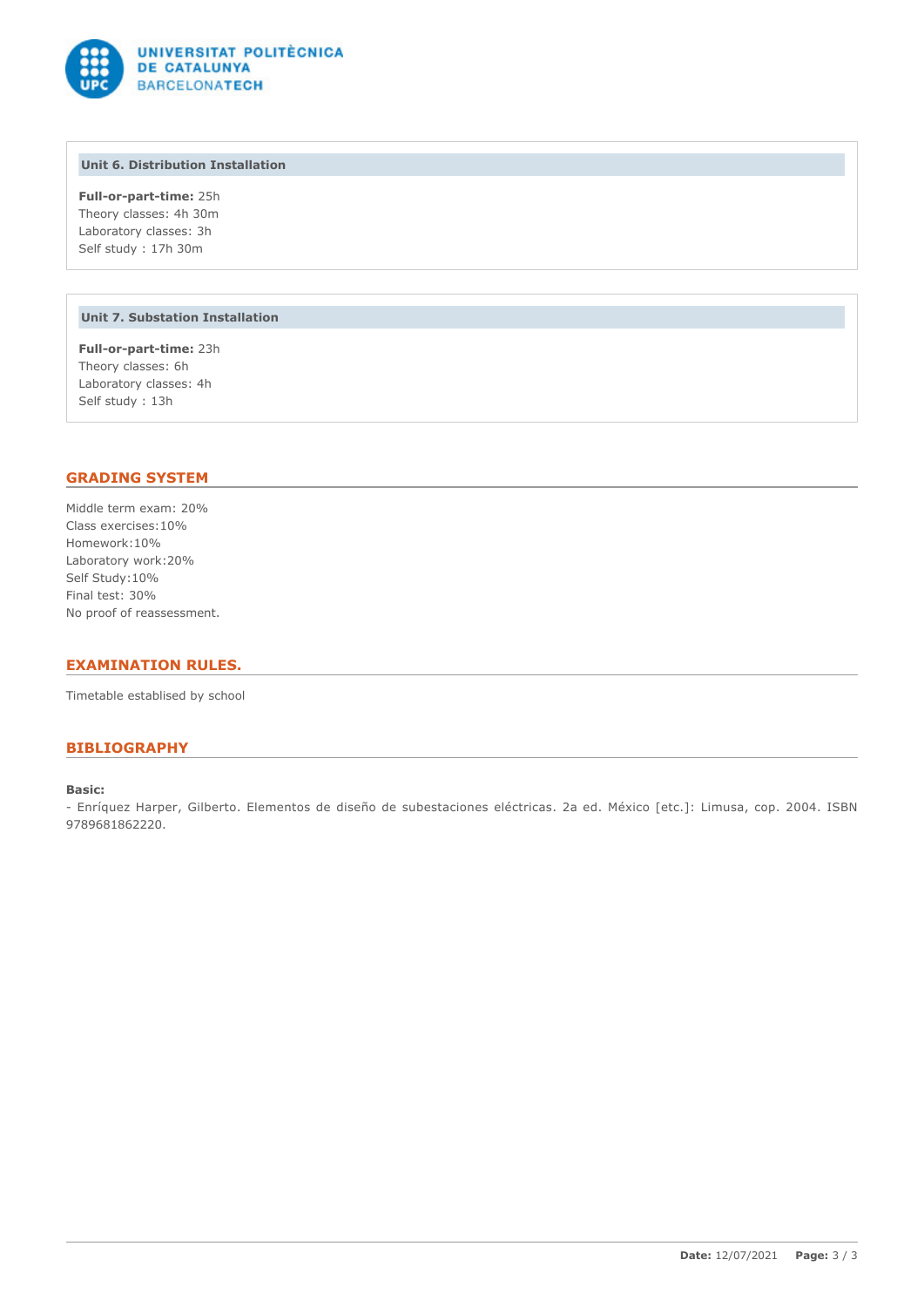### Unit 6. Distribution Installation

**Full-or-part-time:** 25h
Theory classes: 4h 30m
Laboratory classes: 3h
Self study : 17h 30m

### Unit 7. Substation Installation

**Full-or-part-time:** 23h
Theory classes: 6h
Laboratory classes: 4h
Self study : 13h

## GRADING SYSTEM

Middle term exam: 20%
Class exercises:10%
Homework:10%
Laboratory work:20%
Self Study:10%
Final test: 30%
No proof of reassessment.

## EXAMINATION RULES.

Timetable establised by school

## BIBLIOGRAPHY

**Basic:**

- Enríquez Harper, Gilberto. Elementos de diseño de subestaciones eléctricas. 2a ed. México [etc.]: Limusa, cop. 2004. ISBN 9789681862220.